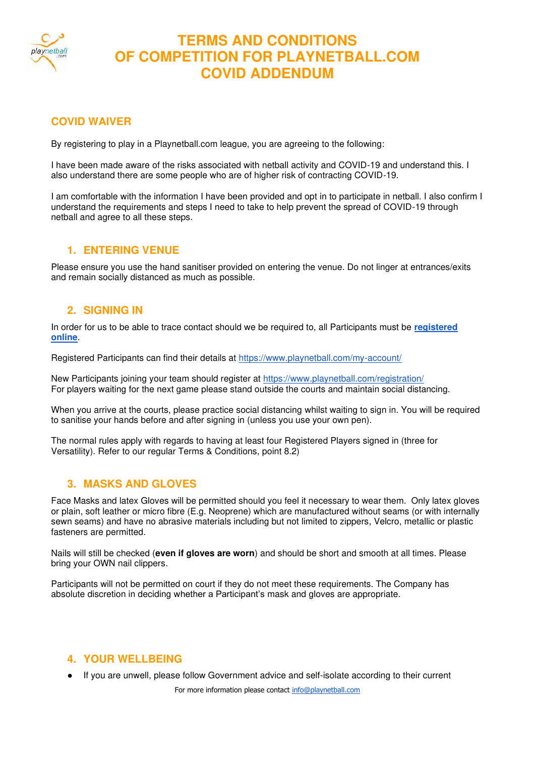# TERMS AND CONDITIONS OF COMPETITION FOR PLAYNETBALL.COM COVID ADDENDUM

## COVID WAIVER

By registering to play in a Playnetball.com league, you are agreeing to the following:

I have been made aware of the risks associated with netball activity and COVID-19 and understand this. I also understand there are some people who are of higher risk of contracting COVID-19.

I am comfortable with the information I have been provided and opt in to participate in netball. I also confirm I understand the requirements and steps I need to take to help prevent the spread of COVID-19 through netball and agree to all these steps.

### 1. ENTERING VENUE

Please ensure you use the hand sanitiser provided on entering the venue. Do not linger at entrances/exits and remain socially distanced as much as possible.

### 2. SIGNING IN

In order for us to be able to trace contact should we be required to, all Participants must be **registered online**.

Registered Participants can find their details at https://www.playnetball.com/my-account/

New Participants joining your team should register at https://www.playnetball.com/registration/
For players waiting for the next game please stand outside the courts and maintain social distancing.

When you arrive at the courts, please practice social distancing whilst waiting to sign in. You will be required to sanitise your hands before and after signing in (unless you use your own pen).

The normal rules apply with regards to having at least four Registered Players signed in (three for Versatility). Refer to our regular Terms & Conditions, point 8.2)

### 3. MASKS AND GLOVES

Face Masks and latex Gloves will be permitted should you feel it necessary to wear them. Only latex gloves or plain, soft leather or micro fibre (E.g. Neoprene) which are manufactured without seams (or with internally sewn seams) and have no abrasive materials including but not limited to zippers, Velcro, metallic or plastic fasteners are permitted.

Nails will still be checked (**even if gloves are worn**) and should be short and smooth at all times. Please bring your OWN nail clippers.

Participants will not be permitted on court if they do not meet these requirements. The Company has absolute discretion in deciding whether a Participant's mask and gloves are appropriate.

### 4. YOUR WELLBEING

- If you are unwell, please follow Government advice and self-isolate according to their current

For more information please contact info@playnetball.com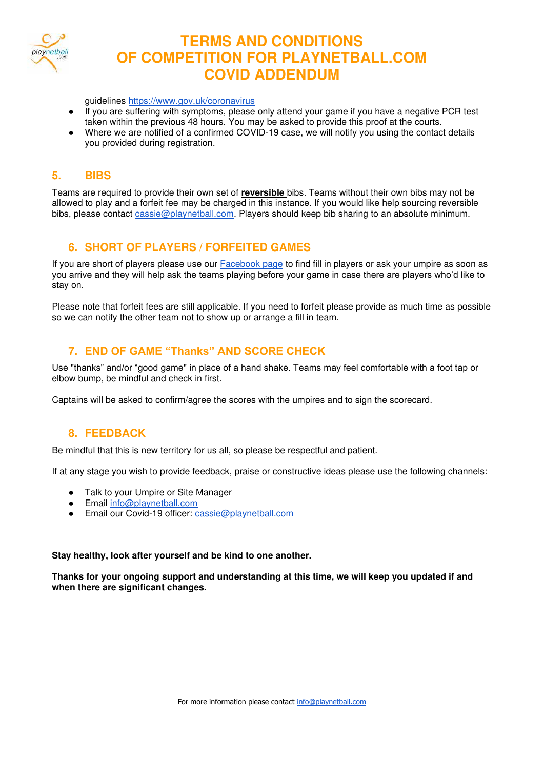guidelines https://www.gov.uk/coronavirus

- If you are suffering with symptoms, please only attend your game if you have a negative PCR test taken within the previous 48 hours. You may be asked to provide this proof at the courts.
- Where we are notified of a confirmed COVID-19 case, we will notify you using the contact details you provided during registration.

## 5. BIBS

Teams are required to provide their own set of **reversible** bibs. Teams without their own bibs may not be allowed to play and a forfeit fee may be charged in this instance. If you would like help sourcing reversible bibs, please contact cassie@playnetball.com. Players should keep bib sharing to an absolute minimum.

## 6. SHORT OF PLAYERS / FORFEITED GAMES

If you are short of players please use our Facebook page to find fill in players or ask your umpire as soon as you arrive and they will help ask the teams playing before your game in case there are players who'd like to stay on.

Please note that forfeit fees are still applicable. If you need to forfeit please provide as much time as possible so we can notify the other team not to show up or arrange a fill in team.

## 7. END OF GAME "Thanks" AND SCORE CHECK

Use "thanks" and/or "good game" in place of a hand shake. Teams may feel comfortable with a foot tap or elbow bump, be mindful and check in first.

Captains will be asked to confirm/agree the scores with the umpires and to sign the scorecard.

## 8. FEEDBACK

Be mindful that this is new territory for us all, so please be respectful and patient.

If at any stage you wish to provide feedback, praise or constructive ideas please use the following channels:

- Talk to your Umpire or Site Manager
- Email info@playnetball.com
- Email our Covid-19 officer: cassie@playnetball.com

**Stay healthy, look after yourself and be kind to one another.**

**Thanks for your ongoing support and understanding at this time, we will keep you updated if and when there are significant changes.**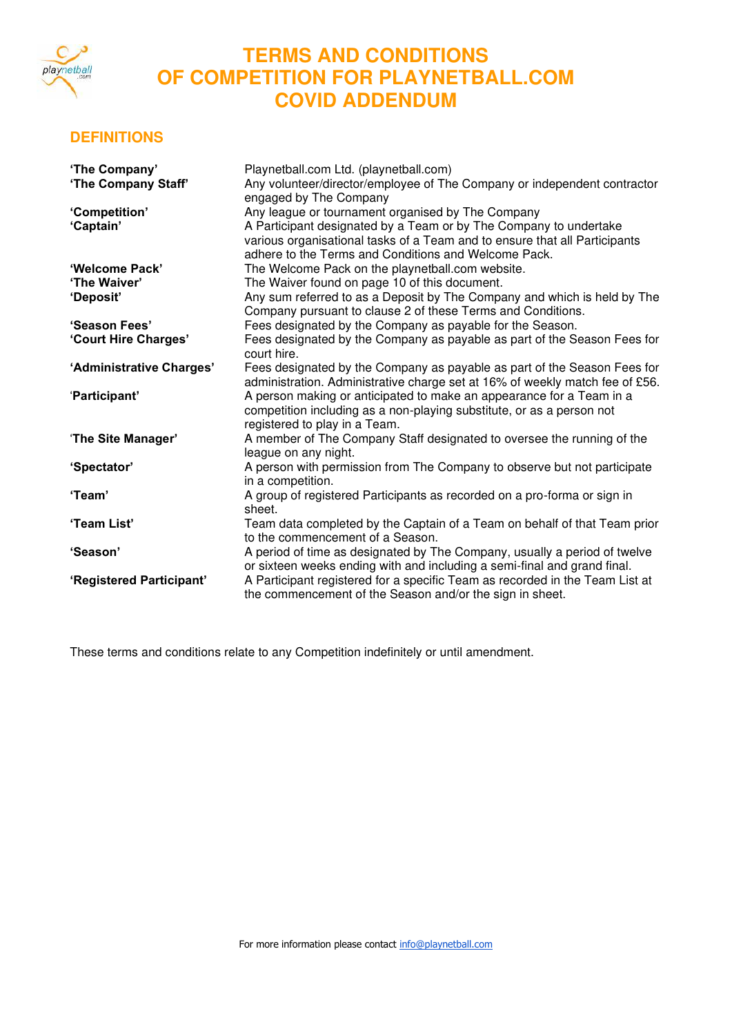// Option A: stay as "final" via ordering by moving "final" text. Title.
# TERMS AND CONDITIONS OF COMPETITION FOR PLAYNETBALL.COM COVID ADDENDUM

## DEFINITIONS

| | |
|---|---|
| **'The Company'** | Playnetball.com Ltd. (playnetball.com) |
| **'The Company Staff'** | Any volunteer/director/employee of The Company or independent contractor engaged by The Company |
| **'Competition'** | Any league or tournament organised by The Company |
| **'Captain'** | A Participant designated by a Team or by The Company to undertake various organisational tasks of a Team and to ensure that all Participants adhere to the Terms and Conditions and Welcome Pack. |
| **'Welcome Pack'** | The Welcome Pack on the playnetball.com website. |
| **'The Waiver'** | The Waiver found on page 10 of this document. |
| **'Deposit'** | Any sum referred to as a Deposit by The Company and which is held by The Company pursuant to clause 2 of these Terms and Conditions. |
| **'Season Fees'** | Fees designated by the Company as payable for the Season. |
| **'Court Hire Charges'** | Fees designated by the Company as payable as part of the Season Fees for court hire. |
| **'Administrative Charges'** | Fees designated by the Company as payable as part of the Season Fees for administration. Administrative charge set at 16% of weekly match fee of £56. |
| 'Participant' | A person making or anticipated to make an appearance for a Team in a competition including as a non-playing substitute, or as a person not registered to play in a Team. |
| 'The Site Manager' | A member of The Company Staff designated to oversee the running of the league on any night. |
| **'Spectator'** | A person with permission from The Company to observe but not participate in a competition. |
| **'Team'** | A group of registered Participants as recorded on a pro-forma or sign in sheet. |
| **'Team List'** | Team data completed by the Captain of a Team on behalf of that Team prior to the commencement of a Season. |
| **'Season'** | A period of time as designated by The Company, usually a period of twelve or sixteen weeks ending with and including a semi-final and grand final. |
| **'Registered Participant'** | A Participant registered for a specific Team as recorded in the Team List at the commencement of the Season and/or the sign in sheet. |

These terms and conditions relate to any Competition indefinitely or until amendment.

For more information please contact info@playnetball.com